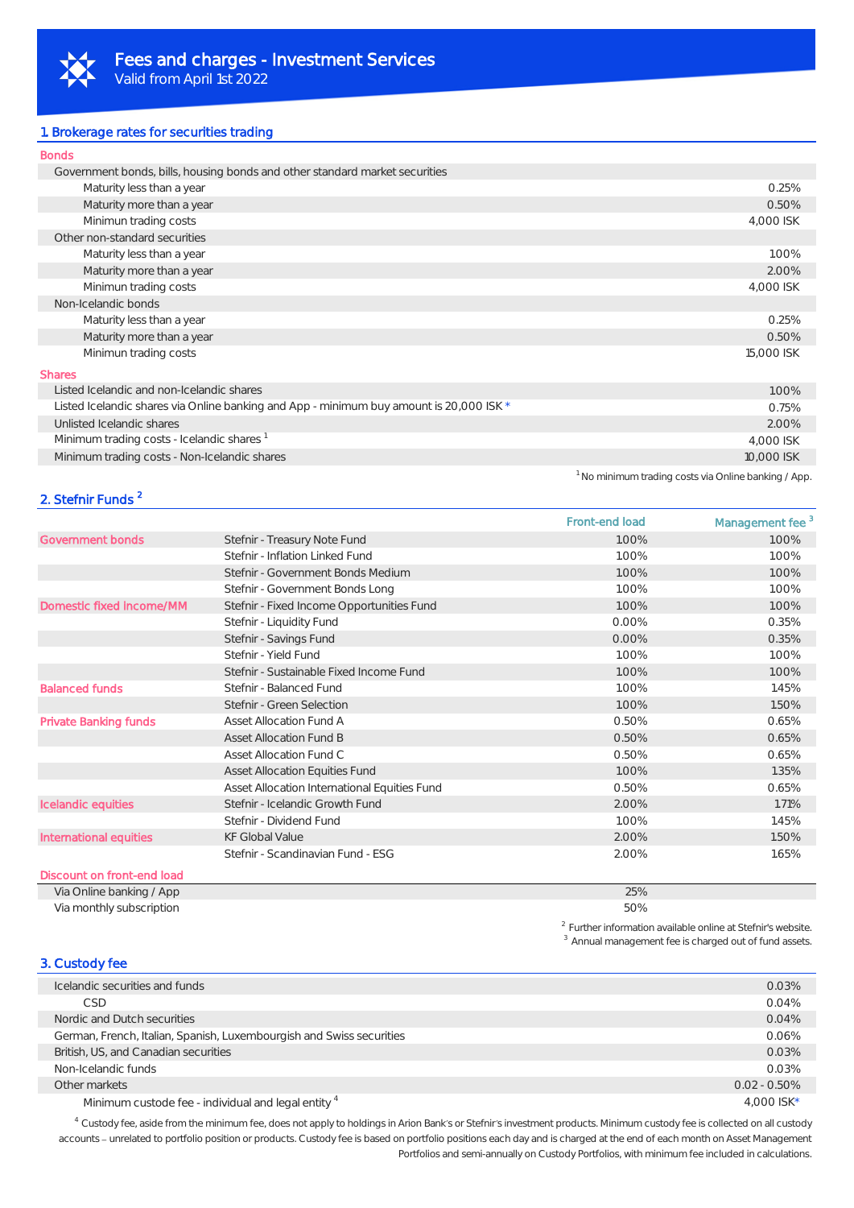# Fees and charges - Investment Services

Valid from April 1st 2022

## 1. Brokerage rates for securities trading

**Bonds**

| | |
|---|---|
| Government bonds, bills, housing bonds and other standard market securities | |
| Maturity less than a year | 0.25% |
| Maturity more than a year | 0.50% |
| Minimun trading costs | 4,000 ISK |
| Other non-standard securities | |
| Maturity less than a year | 1.00% |
| Maturity more than a year | 2.00% |
| Minimun trading costs | 4,000 ISK |
| Non-Icelandic bonds | |
| Maturity less than a year | 0.25% |
| Maturity more than a year | 0.50% |
| Minimun trading costs | 15,000 ISK |

**Shares**

| | |
|---|---|
| Listed Icelandic and non-Icelandic shares | 1.00% |
| Listed Icelandic shares via Online banking and App - minimum buy amount is 20,000 ISK * | 0.75% |
| Unlisted Icelandic shares | 2.00% |
| Minimum trading costs - Icelandic shares [1] | 4,000 ISK |
| Minimum trading costs - Non-Icelandic shares | 10,000 ISK |

[1] No minimum trading costs via Online banking / App.

## 2. Stefnir Funds [2]

| | | Front-end load | Management fee [3] |
|---|---|---|---|
| Government bonds | Stefnir - Treasury Note Fund | 1.00% | 1.00% |
| | Stefnir - Inflation Linked Fund | 1.00% | 1.00% |
| | Stefnir - Government Bonds Medium | 1.00% | 1.00% |
| | Stefnir - Government Bonds Long | 1.00% | 1.00% |
| Domestic fixed income/MM | Stefnir - Fixed Income Opportunities Fund | 1.00% | 1.00% |
| | Stefnir - Liquidity Fund | 0.00% | 0.35% |
| | Stefnir - Savings Fund | 0.00% | 0.35% |
| | Stefnir - Yield Fund | 1.00% | 1.00% |
| | Stefnir - Sustainable Fixed Income Fund | 1.00% | 1.00% |
| Balanced funds | Stefnir - Balanced Fund | 1.00% | 1.45% |
| | Stefnir - Green Selection | 1.00% | 1.50% |
| Private Banking funds | Asset Allocation Fund A | 0.50% | 0.65% |
| | Asset Allocation Fund B | 0.50% | 0.65% |
| | Asset Allocation Fund C | 0.50% | 0.65% |
| | Asset Allocation Equities Fund | 1.00% | 1.35% |
| | Asset Allocation International Equities Fund | 0.50% | 0.65% |
| Icelandic equities | Stefnir - Icelandic Growth Fund | 2.00% | 1.71% |
| | Stefnir - Dividend Fund | 1.00% | 1.45% |
| International equities | KF Global Value | 2.00% | 1.50% |
| | Stefnir - Scandinavian Fund - ESG | 2.00% | 1.65% |

**Discount on front-end load**

| | |
|---|---|
| Via Online banking / App | 25% |
| Via monthly subscription | 50% |

[2] Further information available online at Stefnir's website.
[3] Annual management fee is charged out of fund assets.

## 3. Custody fee

| | |
|---|---|
| Icelandic securities and funds | 0.03% |
| CSD | 0.04% |
| Nordic and Dutch securities | 0.04% |
| German, French, Italian, Spanish, Luxembourgish and Swiss securities | 0.06% |
| British, US, and Canadian securities | 0.03% |
| Non-Icelandic funds | 0.03% |
| Other markets | 0.02 - 0.50% |
| Minimum custode fee - individual and legal entity [4] | 4,000 ISK* |

[4] Custody fee, aside from the minimum fee, does not apply to holdings in Arion Bank's or Stefnir's investment products. Minimum custody fee is collected on all custody accounts – unrelated to portfolio position or products. Custody fee is based on portfolio positions each day and is charged at the end of each month on Asset Management Portfolios and semi-annually on Custody Portfolios, with minimum fee included in calculations.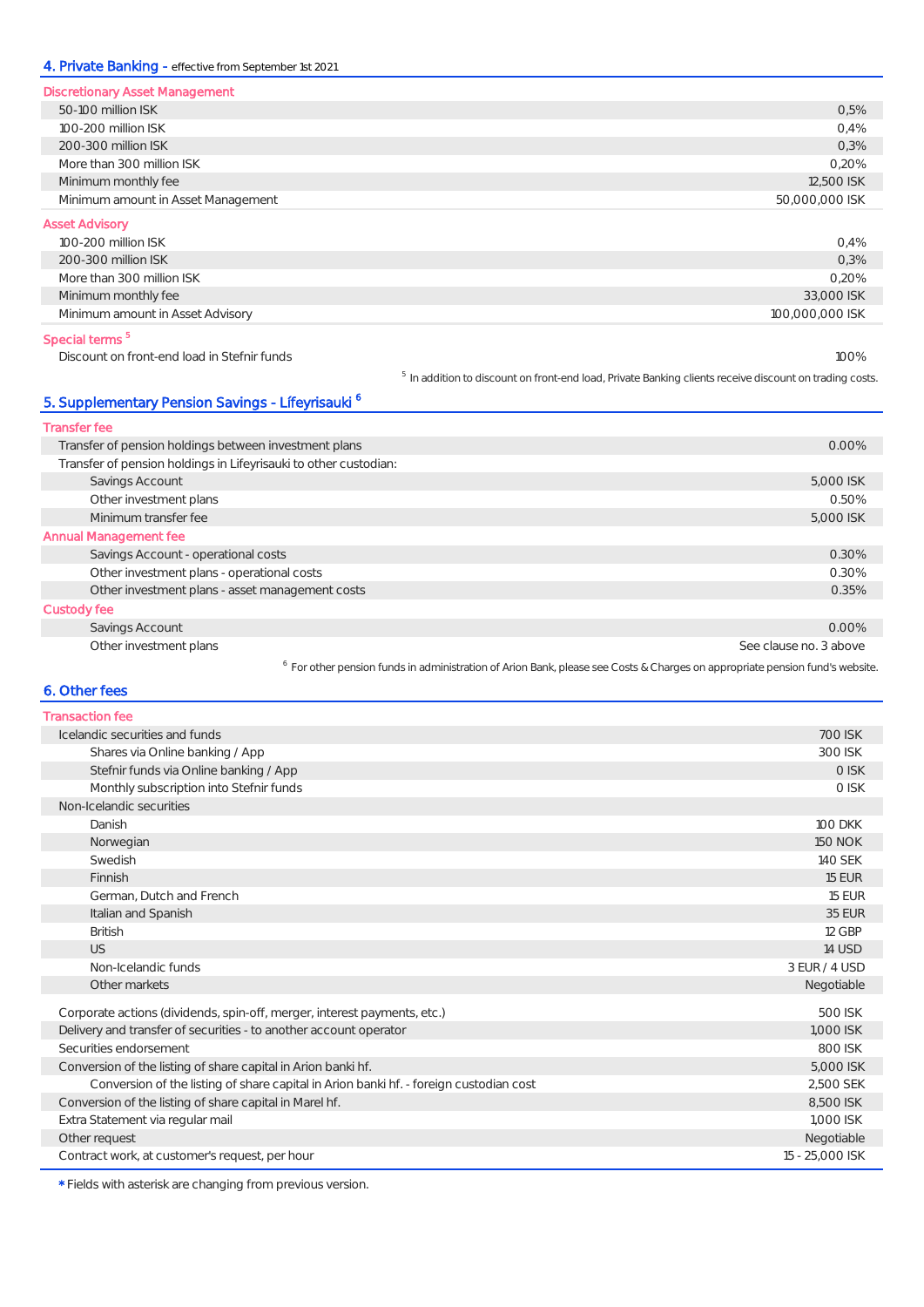## 4. Private Banking – effective from September 1st 2021

| | |
|---|---|
| **Discretionary Asset Management** | |
| 50-100 million ISK | 0,5% |
| 100-200 million ISK | 0,4% |
| 200-300 million ISK | 0,3% |
| More than 300 million ISK | 0,20% |
| Minimum monthly fee | 12,500 ISK |
| Minimum amount in Asset Management | 50,000,000 ISK |
| **Asset Advisory** | |
| 100-200 million ISK | 0,4% |
| 200-300 million ISK | 0,3% |
| More than 300 million ISK | 0,20% |
| Minimum monthly fee | 33,000 ISK |
| Minimum amount in Asset Advisory | 100,000,000 ISK |
| **Special terms** [5] | |
| Discount on front-end load in Stefnir funds | 100% |

[5] In addition to discount on front-end load, Private Banking clients receive discount on trading costs.

## 5. Supplementary Pension Savings - Lífeyrisauki [6]

| | |
|---|---|
| **Transfer fee** | |
| Transfer of pension holdings between investment plans | 0.00% |
| Transfer of pension holdings in Lífeyrisauki to other custodian: | |
| Savings Account | 5,000 ISK |
| Other investment plans | 0.50% |
| Minimum transfer fee | 5,000 ISK |
| **Annual Management fee** | |
| Savings Account - operational costs | 0.30% |
| Other investment plans - operational costs | 0.30% |
| Other investment plans - asset management costs | 0.35% |
| **Custody fee** | |
| Savings Account | 0.00% |
| Other investment plans | See clause no. 3 above |

[6] For other pension funds in administration of Arion Bank, please see Costs & Charges on appropriate pension fund's website.

## 6. Other fees

| | |
|---|---|
| **Transaction fee** | |
| Icelandic securities and funds | 700 ISK |
| Shares via Online banking / App | 300 ISK |
| Stefnir funds via Online banking / App | 0 ISK |
| Monthly subscription into Stefnir funds | 0 ISK |
| Non-Icelandic securities | |
| Danish | 100 DKK |
| Norwegian | 150 NOK |
| Swedish | 140 SEK |
| Finnish | 15 EUR |
| German, Dutch and French | 15 EUR |
| Italian and Spanish | 35 EUR |
| British | 12 GBP |
| US | 14 USD |
| Non-Icelandic funds | 3 EUR / 4 USD |
| Other markets | Negotiable |
| Corporate actions (dividends, spin-off, merger, interest payments, etc.) | 500 ISK |
| Delivery and transfer of securities - to another account operator | 1,000 ISK |
| Securities endorsement | 800 ISK |
| Conversion of the listing of share capital in Arion banki hf. | 5,000 ISK |
| Conversion of the listing of share capital in Arion banki hf. - foreign custodian cost | 2,500 SEK |
| Conversion of the listing of share capital in Marel hf. | 8,500 ISK |
| Extra Statement via regular mail | 1,000 ISK |
| Other request | Negotiable |
| Contract work, at customer's request, per hour | 15 - 25,000 ISK |

* Fields with asterisk are changing from previous version.